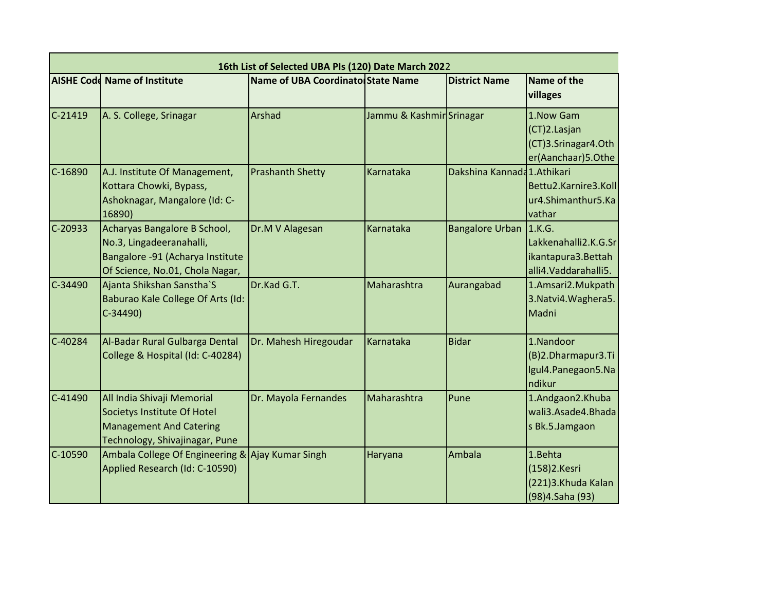| 16th List of Selected UBA PIs (120) Date March 2022 | | | | | |
|---|---|---|---|---|---|
| AISHE Code | Name of Institute | Name of UBA Coordinator | State Name | District Name | Name of the villages |
| C-21419 | A. S. College, Srinagar | Arshad | Jammu & Kashmir | Srinagar | 1.Now Gam (CT)2.Lasjan (CT)3.Srinagar4.Other(Aanchaar)5.Othe |
| C-16890 | A.J. Institute Of Management, Kottara Chowki, Bypass, Ashoknagar, Mangalore (Id: C-16890) | Prashanth Shetty | Karnataka | Dakshina Kannada | 1.Athikari Bettu2.Karnire3.Kollur4.Shimanthur5.Kavathar |
| C-20933 | Acharyas Bangalore B School, No.3, Lingadeeranahalli, Bangalore -91 (Acharya Institute Of Science, No.01, Chola Nagar, | Dr.M V Alagesan | Karnataka | Bangalore Urban | 1.K.G. Lakkenahalli2.K.G.Srikantapura3.Bettahalli4.Vaddarahalli5. |
| C-34490 | Ajanta Shikshan Sanstha`S Baburao Kale College Of Arts (Id: C-34490) | Dr.Kad G.T. | Maharashtra | Aurangabad | 1.Amsari2.Mukpath3.Natvi4.Waghera5.Madni |
| C-40284 | Al-Badar Rural Gulbarga Dental College & Hospital (Id: C-40284) | Dr. Mahesh Hiregoudar | Karnataka | Bidar | 1.Nandoor (B)2.Dharmapur3.Tilgul4.Panegaon5.Nandikur |
| C-41490 | All India Shivaji Memorial Societys Institute Of Hotel Management And Catering Technology, Shivajinagar, Pune | Dr. Mayola Fernandes | Maharashtra | Pune | 1.Andgaon2.Khubawali3.Asade4.Bhadas Bk.5.Jamgaon |
| C-10590 | Ambala College Of Engineering & Applied Research (Id: C-10590) | Ajay Kumar Singh | Haryana | Ambala | 1.Behta (158)2.Kesri (221)3.Khuda Kalan (98)4.Saha (93) |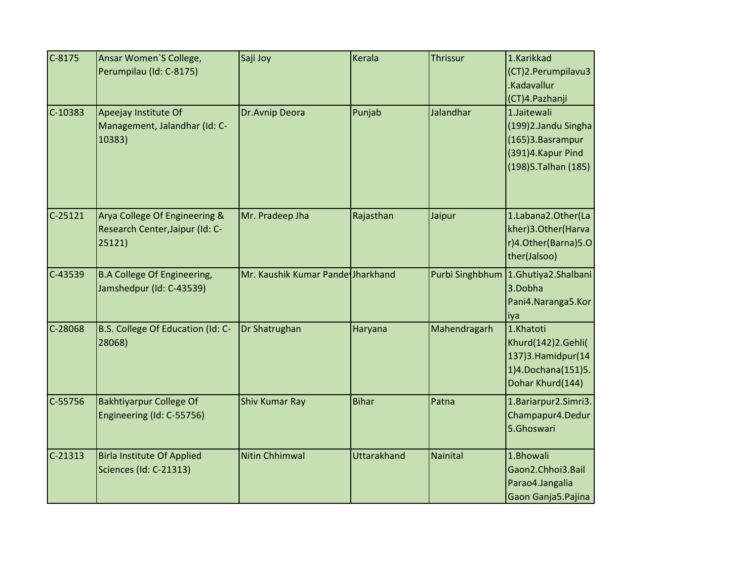| | | | | | |
|---|---|---|---|---|---|
| C-8175 | Ansar Women`S College, Perumpilau (Id: C-8175) | Saji Joy | Kerala | Thrissur | 1.Karikkad (CT)2.Perumpilavu3.Kadavallur (CT)4.Pazhanji |
| C-10383 | Apeejay Institute Of Management, Jalandhar (Id: C-10383) | Dr.Avnip Deora | Punjab | Jalandhar | 1.Jaitewali (199)2.Jandu Singha (165)3.Basrampur (391)4.Kapur Pind (198)5.Talhan (185) |
| C-25121 | Arya College Of Engineering & Research Center,Jaipur (Id: C-25121) | Mr. Pradeep Jha | Rajasthan | Jaipur | 1.Labana2.Other(Lakher)3.Other(Harvar)4.Other(Barna)5.Other(Jalsoo) |
| C-43539 | B.A College Of Engineering, Jamshedpur (Id: C-43539) | Mr. Kaushik Kumar Pandey | Jharkhand | Purbi Singhbhum | 1.Ghutiya2.Shalbani3.Dobha Pani4.Naranga5.Koriya |
| C-28068 | B.S. College Of Education (Id: C-28068) | Dr Shatrughan | Haryana | Mahendragarh | 1.Khatoti Khurd(142)2.Gehli(137)3.Hamidpur(141)4.Dochana(151)5.Dohar Khurd(144) |
| C-55756 | Bakhtiyarpur College Of Engineering (Id: C-55756) | Shiv Kumar Ray | Bihar | Patna | 1.Bariarpur2.Simri3.Champapur4.Dedur5.Ghoswari |
| C-21313 | Birla Institute Of Applied Sciences (Id: C-21313) | Nitin Chhimwal | Uttarakhand | Nainital | 1.Bhowali Gaon2.Chhoi3.Bail Parao4.Jangalia Gaon Ganja5.Pajina |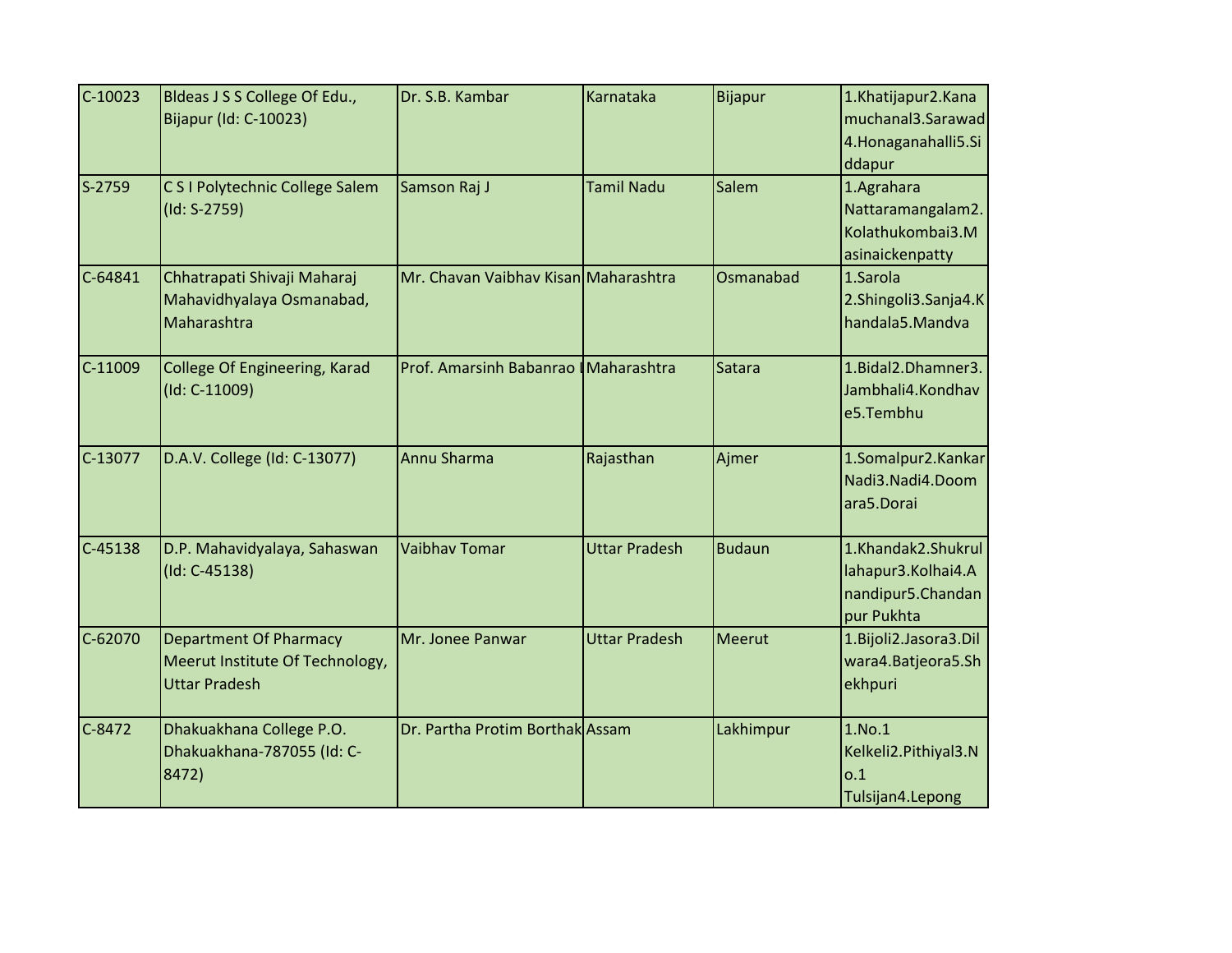| | | | | | |
|---|---|---|---|---|---|
| C-10023 | Bldeas J S S College Of Edu., Bijapur (Id: C-10023) | Dr. S.B. Kambar | Karnataka | Bijapur | 1.Khatijapur2.Kanamuchanal3.Sarawad4.Honaganahalli5.Siddapur |
| S-2759 | C S I Polytechnic College Salem (Id: S-2759) | Samson Raj J | Tamil Nadu | Salem | 1.Agrahara Nattaramangalam2.Kolathukombai3.Masinaickenpatty |
| C-64841 | Chhatrapati Shivaji Maharaj Mahavidhyalaya Osmanabad, Maharashtra | Mr. Chavan Vaibhav Kisan | Maharashtra | Osmanabad | 1.Sarola 2.Shingoli3.Sanja4.Khandala5.Mandva |
| C-11009 | College Of Engineering, Karad (Id: C-11009) | Prof. Amarsinh Babanrao I | Maharashtra | Satara | 1.Bidal2.Dhamner3.Jambhali4.Kondhave5.Tembhu |
| C-13077 | D.A.V. College (Id: C-13077) | Annu Sharma | Rajasthan | Ajmer | 1.Somalpur2.Kankar Nadi3.Nadi4.Doomara5.Dorai |
| C-45138 | D.P. Mahavidyalaya, Sahaswan (Id: C-45138) | Vaibhav Tomar | Uttar Pradesh | Budaun | 1.Khandak2.Shukrullahapur3.Kolhai4.Anandipur5.Chandanpur Pukhta |
| C-62070 | Department Of Pharmacy Meerut Institute Of Technology, Uttar Pradesh | Mr. Jonee Panwar | Uttar Pradesh | Meerut | 1.Bijoli2.Jasora3.Dilwara4.Batjeora5.Shekhpuri |
| C-8472 | Dhakuakhana College P.O. Dhakuakhana-787055 (Id: C-8472) | Dr. Partha Protim Borthak | Assam | Lakhimpur | 1.No.1 Kelkeli2.Pithiyal3.No.1 Tulsijan4.Lepong |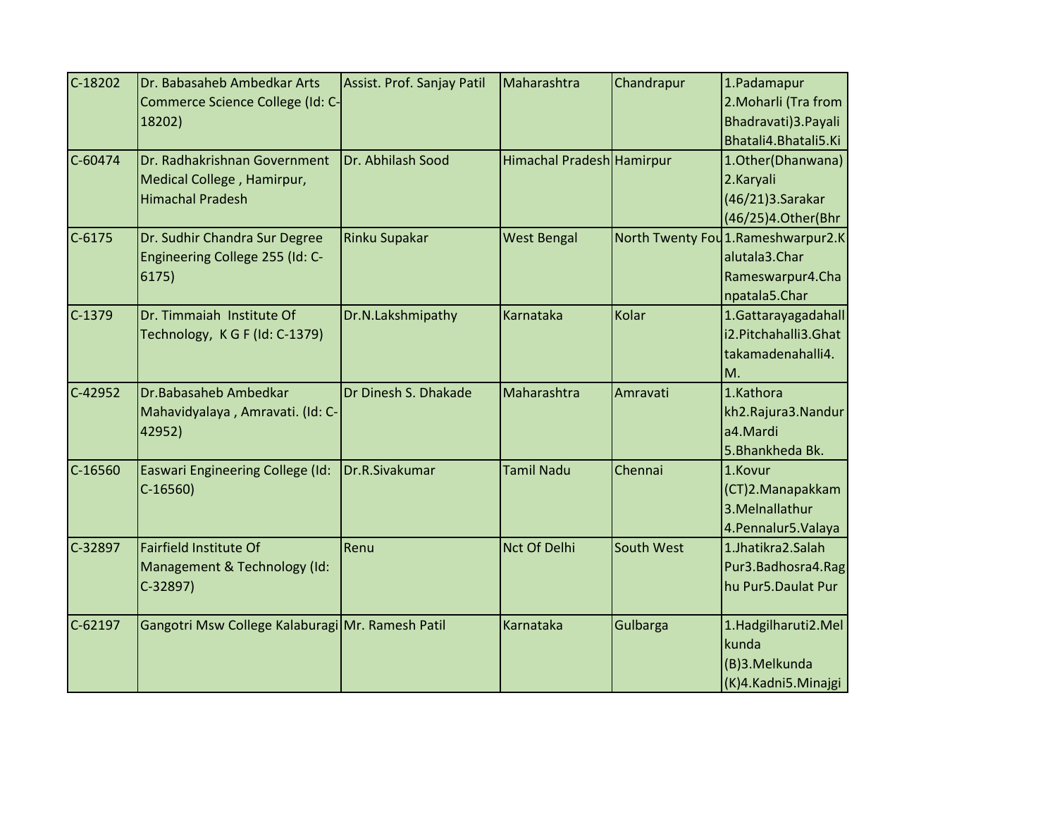| | | | | | |
|---|---|---|---|---|---|
| C-18202 | Dr. Babasaheb Ambedkar Arts Commerce Science College (Id: C-18202) | Assist. Prof. Sanjay Patil | Maharashtra | Chandrapur | 1.Padamapur 2.Moharli (Tra from Bhadravati)3.Payali Bhatali4.Bhatali5.Ki |
| C-60474 | Dr. Radhakrishnan Government Medical College , Hamirpur, Himachal Pradesh | Dr. Abhilash Sood | Himachal Pradesh | Hamirpur | 1.Other(Dhanwana) 2.Karyali (46/21)3.Sarakar (46/25)4.Other(Bhr |
| C-6175 | Dr. Sudhir Chandra Sur Degree Engineering College 255 (Id: C-6175) | Rinku Supakar | West Bengal | North Twenty Fou | 1.Rameshwarpur2.Kalutala3.Char Rameswarpur4.Chanpatala5.Char |
| C-1379 | Dr. Timmaiah Institute Of Technology, K G F (Id: C-1379) | Dr.N.Lakshmipathy | Karnataka | Kolar | 1.Gattarayagadahalli2.Pitchahalli3.Ghattakamadenahalli4.M. |
| C-42952 | Dr.Babasaheb Ambedkar Mahavidyalaya , Amravati. (Id: C-42952) | Dr Dinesh S. Dhakade | Maharashtra | Amravati | 1.Kathora kh2.Rajura3.Nandura4.Mardi 5.Bhankheda Bk. |
| C-16560 | Easwari Engineering College (Id: C-16560) | Dr.R.Sivakumar | Tamil Nadu | Chennai | 1.Kovur (CT)2.Manapakkam 3.Melnallathur 4.Pennalur5.Valaya |
| C-32897 | Fairfield Institute Of Management & Technology (Id: C-32897) | Renu | Nct Of Delhi | South West | 1.Jhatikra2.Salah Pur3.Badhosra4.Raghu Pur5.Daulat Pur |
| C-62197 | Gangotri Msw College Kalaburagi | Mr. Ramesh Patil | Karnataka | Gulbarga | 1.Hadgilharuti2.Melkunda (B)3.Melkunda (K)4.Kadni5.Minajgi |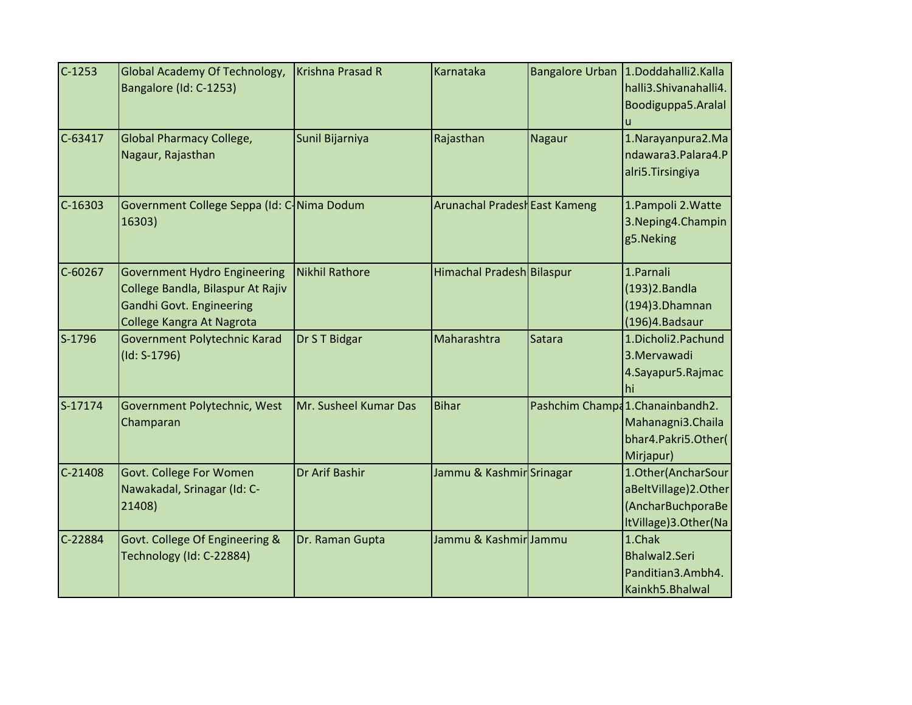| | | | | | |
|---|---|---|---|---|---|
| C-1253 | Global Academy Of Technology, Bangalore (Id: C-1253) | Krishna Prasad R | Karnataka | Bangalore Urban | 1.Doddahalli2.Kallahalli3.Shivanahalli4.Boodiguppa5.Aralalu |
| C-63417 | Global Pharmacy College, Nagaur, Rajasthan | Sunil Bijarniya | Rajasthan | Nagaur | 1.Narayanpura2.Mandawara3.Palara4.Palri5.Tirsingiya |
| C-16303 | Government College Seppa (Id: C-16303) | Nima Dodum | Arunachal Pradesh | East Kameng | 1.Pampoli 2.Watte 3.Neping4.Champing5.Neking |
| C-60267 | Government Hydro Engineering College Bandla, Bilaspur At Rajiv Gandhi Govt. Engineering College Kangra At Nagrota | Nikhil Rathore | Himachal Pradesh | Bilaspur | 1.Parnali (193)2.Bandla (194)3.Dhamnan (196)4.Badsaur |
| S-1796 | Government Polytechnic Karad (Id: S-1796) | Dr S T Bidgar | Maharashtra | Satara | 1.Dicholi2.Pachund 3.Mervawadi 4.Sayapur5.Rajmachi |
| S-17174 | Government Polytechnic, West Champaran | Mr. Susheel Kumar Das | Bihar | Pashchim Champa | 1.Chanainbandh2.Mahanagni3.Chailabhar4.Pakri5.Other(Mirjapur) |
| C-21408 | Govt. College For Women Nawakadal, Srinagar (Id: C-21408) | Dr Arif Bashir | Jammu & Kashmir | Srinagar | 1.Other(AncharSouraBeltVillage)2.Other(AncharBuchporaBeltVillage)3.Other(Na |
| C-22884 | Govt. College Of Engineering & Technology (Id: C-22884) | Dr. Raman Gupta | Jammu & Kashmir | Jammu | 1.Chak Bhalwal2.Seri Panditian3.Ambh4.Kainkh5.Bhalwal |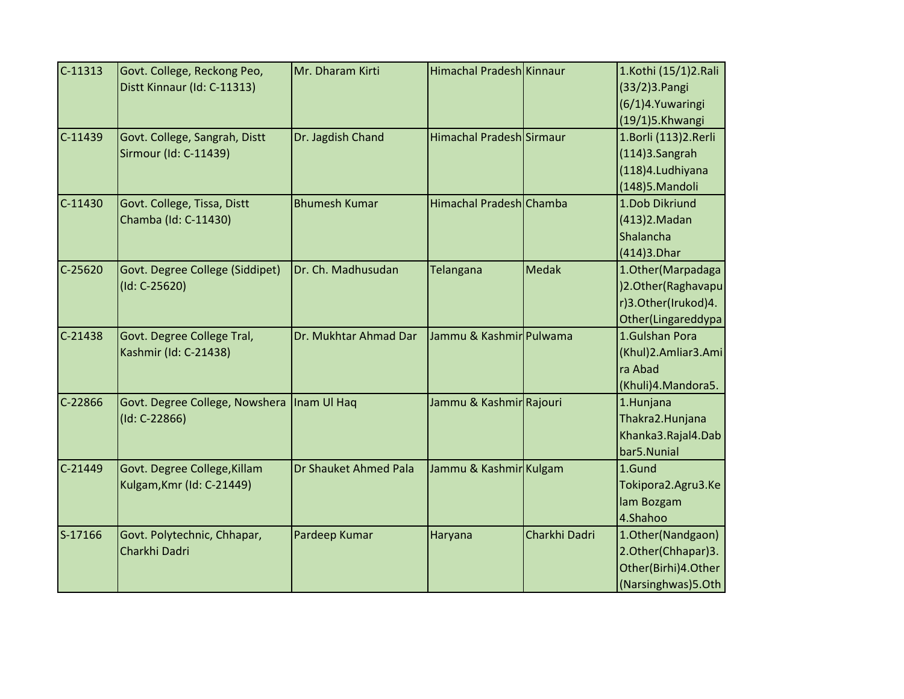| | | | | | |
|---|---|---|---|---|---|
| C-11313 | Govt. College, Reckong Peo, Distt Kinnaur (Id: C-11313) | Mr. Dharam Kirti | Himachal Pradesh | Kinnaur | 1.Kothi (15/1)2.Rali (33/2)3.Pangi (6/1)4.Yuwaringi (19/1)5.Khwangi |
| C-11439 | Govt. College, Sangrah, Distt Sirmour (Id: C-11439) | Dr. Jagdish Chand | Himachal Pradesh | Sirmaur | 1.Borli (113)2.Rerli (114)3.Sangrah (118)4.Ludhiyana (148)5.Mandoli |
| C-11430 | Govt. College, Tissa, Distt Chamba (Id: C-11430) | Bhumesh Kumar | Himachal Pradesh | Chamba | 1.Dob Dikriund (413)2.Madan Shalancha (414)3.Dhar |
| C-25620 | Govt. Degree College (Siddipet) (Id: C-25620) | Dr. Ch. Madhusudan | Telangana | Medak | 1.Other(Marpadaga)2.Other(Raghavapur)3.Other(Irukod)4.Other(Lingareddypa |
| C-21438 | Govt. Degree College Tral, Kashmir (Id: C-21438) | Dr. Mukhtar Ahmad Dar | Jammu & Kashmir | Pulwama | 1.Gulshan Pora (Khul)2.Amliar3.Amira Abad (Khuli)4.Mandora5. |
| C-22866 | Govt. Degree College, Nowshera (Id: C-22866) | Inam Ul Haq | Jammu & Kashmir | Rajouri | 1.Hunjana Thakra2.Hunjana Khanka3.Rajal4.Dabbar5.Nunial |
| C-21449 | Govt. Degree College,Killam Kulgam,Kmr (Id: C-21449) | Dr Shauket Ahmed Pala | Jammu & Kashmir | Kulgam | 1.Gund Tokipora2.Agru3.Kelam Bozgam 4.Shahoo |
| S-17166 | Govt. Polytechnic, Chhapar, Charkhi Dadri | Pardeep Kumar | Haryana | Charkhi Dadri | 1.Other(Nandgaon)2.Other(Chhapar)3.Other(Birhi)4.Other(Narsinghwas)5.Oth |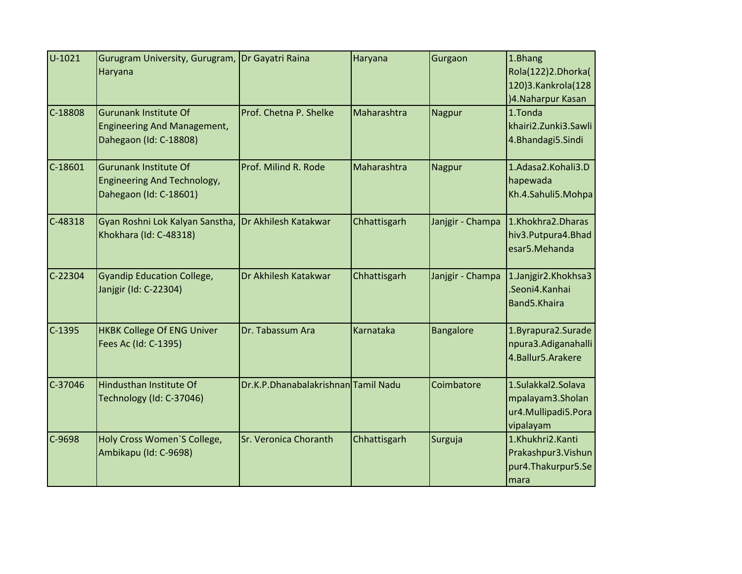| | | | | | |
|---|---|---|---|---|---|
| U-1021 | Gurugram University, Gurugram, Haryana | Dr Gayatri Raina | Haryana | Gurgaon | 1.Bhang Rola(122)2.Dhorka(120)3.Kankrola(128)4.Naharpur Kasan |
| C-18808 | Gurunank Institute Of Engineering And Management, Dahegaon (Id: C-18808) | Prof. Chetna P. Shelke | Maharashtra | Nagpur | 1.Tonda khairi2.Zunki3.Sawli4.Bhandagi5.Sindi |
| C-18601 | Gurunank Institute Of Engineering And Technology, Dahegaon (Id: C-18601) | Prof. Milind R. Rode | Maharashtra | Nagpur | 1.Adasa2.Kohali3.Dhapewada Kh.4.Sahuli5.Mohpa |
| C-48318 | Gyan Roshni Lok Kalyan Sanstha, Khokhara (Id: C-48318) | Dr Akhilesh Katakwar | Chhattisgarh | Janjgir - Champa | 1.Khokhra2.Dharashiv3.Putpura4.Bhadesar5.Mehanda |
| C-22304 | Gyandip Education College, Janjgir (Id: C-22304) | Dr Akhilesh Katakwar | Chhattisgarh | Janjgir - Champa | 1.Janjgir2.Khokhsa3.Seoni4.Kanhai Band5.Khaira |
| C-1395 | HKBK College Of ENG Univer Fees Ac (Id: C-1395) | Dr. Tabassum Ara | Karnataka | Bangalore | 1.Byrapura2.Suradenpura3.Adiganahalli4.Ballur5.Arakere |
| C-37046 | Hindusthan Institute Of Technology (Id: C-37046) | Dr.K.P.Dhanabalakrishnan | Tamil Nadu | Coimbatore | 1.Sulakkal2.Solavampalayam3.Sholanur4.Mullipadi5.Poravipalayam |
| C-9698 | Holy Cross Women`S College, Ambikapu (Id: C-9698) | Sr. Veronica Choranth | Chhattisgarh | Surguja | 1.Khukhri2.Kanti Prakashpur3.Vishunpur4.Thakurpur5.Semara |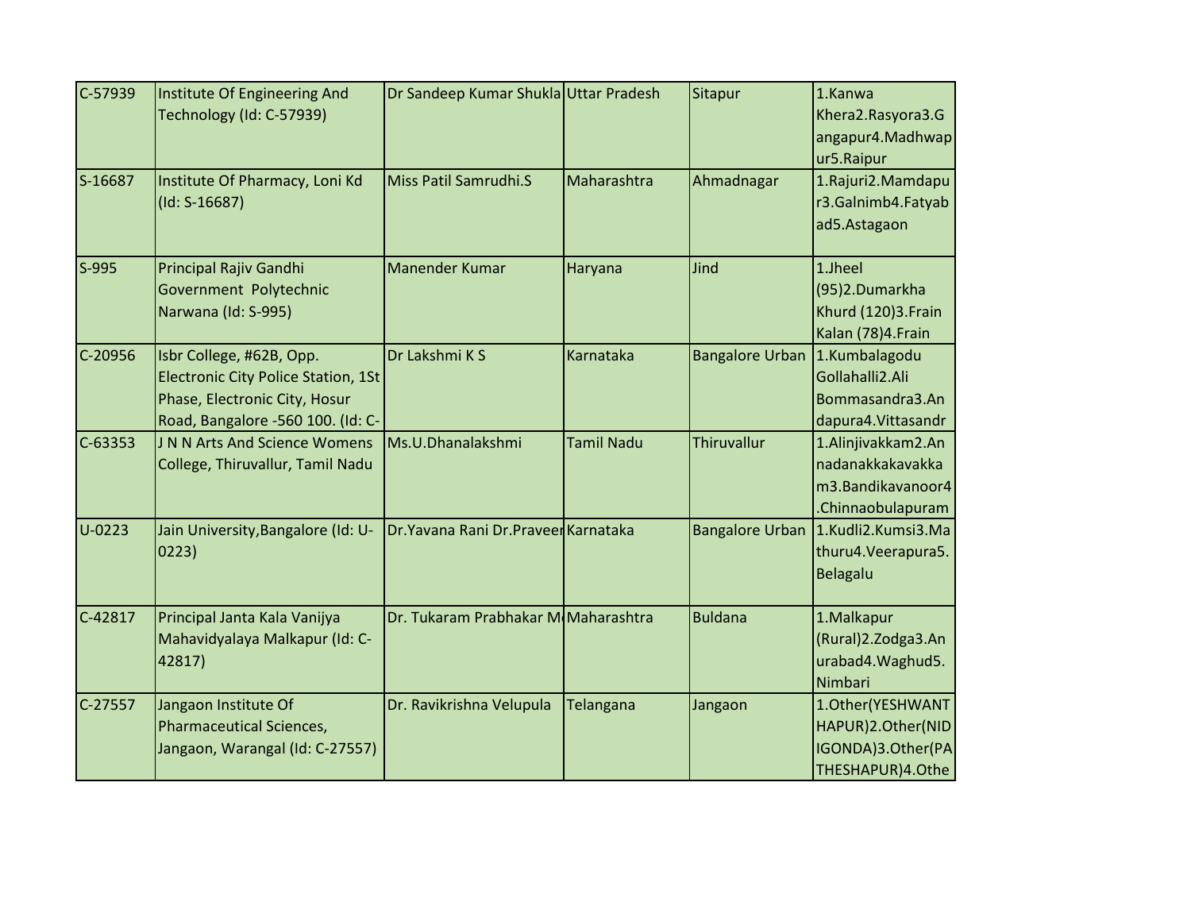| | | | | | |
|---|---|---|---|---|---|
| C-57939 | Institute Of Engineering And Technology (Id: C-57939) | Dr Sandeep Kumar Shukla | Uttar Pradesh | Sitapur | 1.Kanwa Khera2.Rasyora3.Gangapur4.Madhwapur5.Raipur |
| S-16687 | Institute Of Pharmacy, Loni Kd (Id: S-16687) | Miss Patil Samrudhi.S | Maharashtra | Ahmadnagar | 1.Rajuri2.Mamdapur3.Galnimb4.Fatyabad5.Astagaon |
| S-995 | Principal Rajiv Gandhi Government Polytechnic Narwana (Id: S-995) | Manender Kumar | Haryana | Jind | 1.Jheel (95)2.Dumarkha Khurd (120)3.Frain Kalan (78)4.Frain |
| C-20956 | Isbr College, #62B, Opp. Electronic City Police Station, 1St Phase, Electronic City, Hosur Road, Bangalore -560 100. (Id: C- | Dr Lakshmi K S | Karnataka | Bangalore Urban | 1.Kumbalagodu Gollahalli2.Ali Bommasandra3.Andapura4.Vittasandr |
| C-63353 | J N N Arts And Science Womens College, Thiruvallur, Tamil Nadu | Ms.U.Dhanalakshmi | Tamil Nadu | Thiruvallur | 1.Alinjivakkam2.Annadanakkakavakkam3.Bandikavanoor4.Chinnaobulapuram |
| U-0223 | Jain University,Bangalore (Id: U-0223) | Dr.Yavana Rani Dr.Praveer | Karnataka | Bangalore Urban | 1.Kudli2.Kumsi3.Mathuru4.Veerapura5.Belagalu |
| C-42817 | Principal Janta Kala Vanijya Mahavidyalaya Malkapur (Id: C-42817) | Dr. Tukaram Prabhakar M | Maharashtra | Buldana | 1.Malkapur (Rural)2.Zodga3.Anurabad4.Waghud5.Nimbari |
| C-27557 | Jangaon Institute Of Pharmaceutical Sciences, Jangaon, Warangal (Id: C-27557) | Dr. Ravikrishna Velupula | Telangana | Jangaon | 1.Other(YESHWANTHAPUR)2.Other(NIDIGONDA)3.Other(PATHESHAPUR)4.Othe |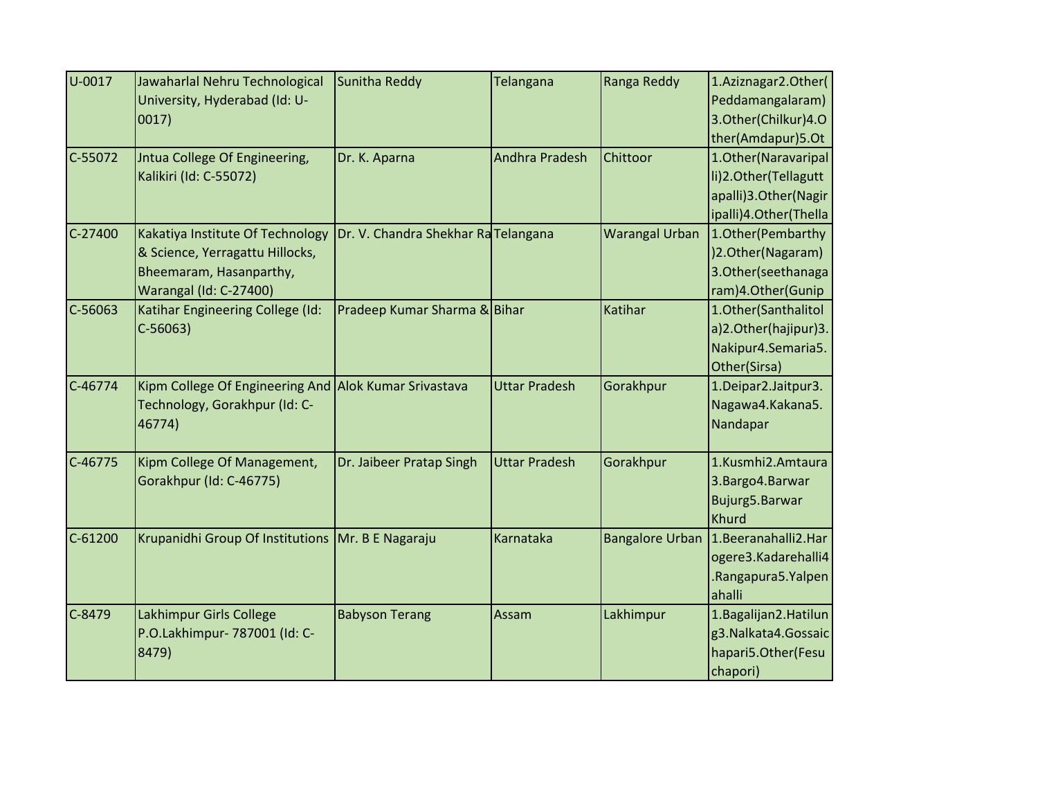| | | | | | |
|---|---|---|---|---|---|
| U-0017 | Jawaharlal Nehru Technological University, Hyderabad (Id: U-0017) | Sunitha Reddy | Telangana | Ranga Reddy | 1.Aziznagar2.Other(Peddamangalaram)3.Other(Chilkur)4.Other(Amdapur)5.Ot |
| C-55072 | Jntua College Of Engineering, Kalikiri (Id: C-55072) | Dr. K. Aparna | Andhra Pradesh | Chittoor | 1.Other(Naravaripalli)2.Other(Tellaguttapalli)3.Other(Nagiripalli)4.Other(Thella |
| C-27400 | Kakatiya Institute Of Technology & Science, Yerragattu Hillocks, Bheemaram, Hasanparthy, Warangal (Id: C-27400) | Dr. V. Chandra Shekhar Ra | Telangana | Warangal Urban | 1.Other(Pembarthy)2.Other(Nagaram)3.Other(seethanagaram)4.Other(Gunip |
| C-56063 | Katihar Engineering College (Id: C-56063) | Pradeep Kumar Sharma & | Bihar | Katihar | 1.Other(Santhalitola)2.Other(hajipur)3.Nakipur4.Semaria5.Other(Sirsa) |
| C-46774 | Kipm College Of Engineering And Technology, Gorakhpur (Id: C-46774) | Alok Kumar Srivastava | Uttar Pradesh | Gorakhpur | 1.Deipar2.Jaitpur3.Nagawa4.Kakana5.Nandapar |
| C-46775 | Kipm College Of Management, Gorakhpur (Id: C-46775) | Dr. Jaibeer Pratap Singh | Uttar Pradesh | Gorakhpur | 1.Kusmhi2.Amtaura3.Bargo4.Barwar Bujurg5.Barwar Khurd |
| C-61200 | Krupanidhi Group Of Institutions | Mr. B E Nagaraju | Karnataka | Bangalore Urban | 1.Beeranahalli2.Harogere3.Kadarehalli4.Rangapura5.Yalpenahalli |
| C-8479 | Lakhimpur Girls College P.O.Lakhimpur- 787001 (Id: C-8479) | Babyson Terang | Assam | Lakhimpur | 1.Bagalijan2.Hatilung3.Nalkata4.Gossaichapari5.Other(Fesuchapori) |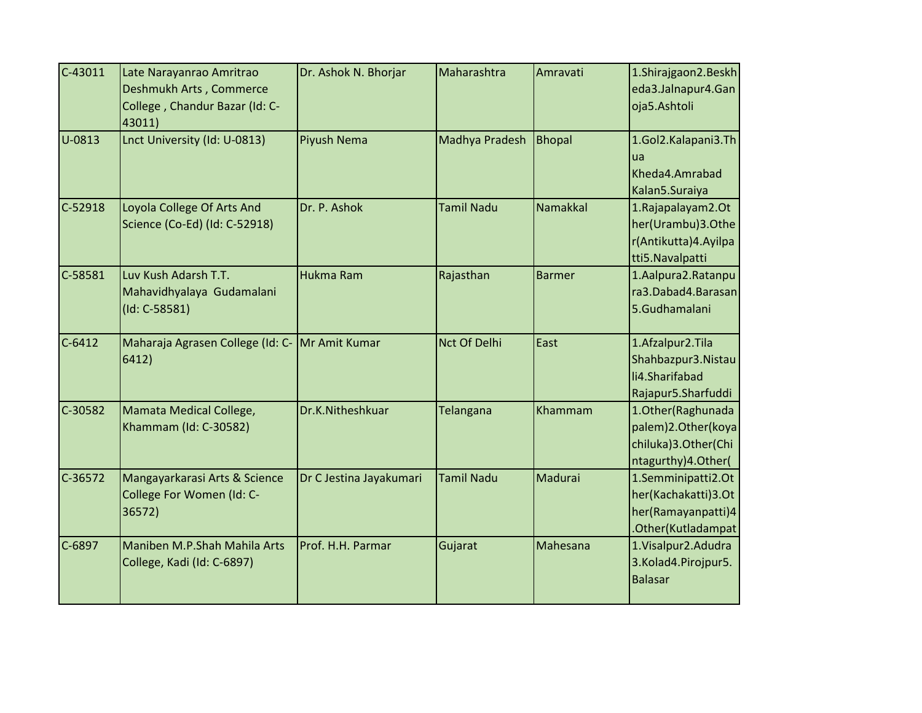| | | | | | |
|---|---|---|---|---|---|
| C-43011 | Late Narayanrao Amritrao Deshmukh Arts , Commerce College , Chandur Bazar (Id: C-43011) | Dr. Ashok N. Bhorjar | Maharashtra | Amravati | 1.Shirajgaon2.Beskheda3.Jalnapur4.Ganoja5.Ashtoli |
| U-0813 | Lnct University (Id: U-0813) | Piyush Nema | Madhya Pradesh | Bhopal | 1.Gol2.Kalapani3.Thua Kheda4.Amrabad Kalan5.Suraiya |
| C-52918 | Loyola College Of Arts And Science (Co-Ed) (Id: C-52918) | Dr. P. Ashok | Tamil Nadu | Namakkal | 1.Rajapalayam2.Other(Urambu)3.Other(Antikutta)4.Ayilpatti5.Navalpatti |
| C-58581 | Luv Kush Adarsh T.T. Mahavidhyalaya Gudamalani (Id: C-58581) | Hukma Ram | Rajasthan | Barmer | 1.Aalpura2.Ratanpura3.Dabad4.Barasan5.Gudhamalani |
| C-6412 | Maharaja Agrasen College (Id: C-6412) | Mr Amit Kumar | Nct Of Delhi | East | 1.Afzalpur2.Tila Shahbazpur3.Nistauli4.Sharifabad Rajapur5.Sharfuddi |
| C-30582 | Mamata Medical College, Khammam (Id: C-30582) | Dr.K.Nitheshkuar | Telangana | Khammam | 1.Other(Raghunadapalem)2.Other(koyachiluka)3.Other(Chintagurthy)4.Other( |
| C-36572 | Mangayarkarasi Arts & Science College For Women (Id: C-36572) | Dr C Jestina Jayakumari | Tamil Nadu | Madurai | 1.Semminipatti2.Other(Kachakatti)3.Other(Ramayanpatti)4.Other(Kutladampat |
| C-6897 | Maniben M.P.Shah Mahila Arts College, Kadi (Id: C-6897) | Prof. H.H. Parmar | Gujarat | Mahesana | 1.Visalpur2.Adudra3.Kolad4.Pirojpur5.Balasar |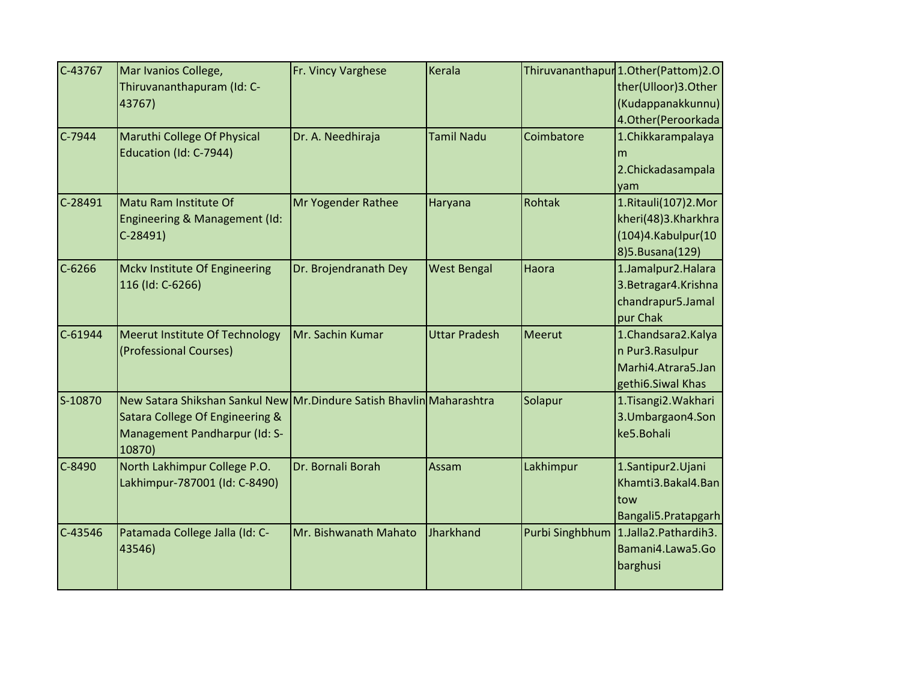| | | | | | |
|---|---|---|---|---|---|
| C-43767 | Mar Ivanios College, Thiruvananthapuram (Id: C-43767) | Fr. Vincy Varghese | Kerala | Thiruvananthapur | 1.Other(Pattom)2.Other(Ulloor)3.Other(Kudappanakkunnu)4.Other(Peroorkada |
| C-7944 | Maruthi College Of Physical Education (Id: C-7944) | Dr. A. Needhiraja | Tamil Nadu | Coimbatore | 1.Chikkarampalayam 2.Chickadasampalayam |
| C-28491 | Matu Ram Institute Of Engineering & Management (Id: C-28491) | Mr Yogender Rathee | Haryana | Rohtak | 1.Ritauli(107)2.Morkheri(48)3.Kharkhra(104)4.Kabulpur(108)5.Busana(129) |
| C-6266 | Mckv Institute Of Engineering 116 (Id: C-6266) | Dr. Brojendranath Dey | West Bengal | Haora | 1.Jamalpur2.Halara3.Betragar4.Krishnachandrapur5.Jamalpur Chak |
| C-61944 | Meerut Institute Of Technology (Professional Courses) | Mr. Sachin Kumar | Uttar Pradesh | Meerut | 1.Chandsara2.Kalyan Pur3.Rasulpur Marhi4.Atrara5.Jangethi6.Siwal Khas |
| S-10870 | New Satara Shikshan Sankul New Satara College Of Engineering & Management Pandharpur (Id: S-10870) | Mr.Dindure Satish Bhavlin | Maharashtra | Solapur | 1.Tisangi2.Wakhari3.Umbargaon4.Sonke5.Bohali |
| C-8490 | North Lakhimpur College P.O. Lakhimpur-787001 (Id: C-8490) | Dr. Bornali Borah | Assam | Lakhimpur | 1.Santipur2.Ujani Khamti3.Bakal4.Bantow Bangali5.Pratapgarh |
| C-43546 | Patamada College Jalla (Id: C-43546) | Mr. Bishwanath Mahato | Jharkhand | Purbi Singhbhum | 1.Jalla2.Pathardih3.Bamani4.Lawa5.Gobarghusi |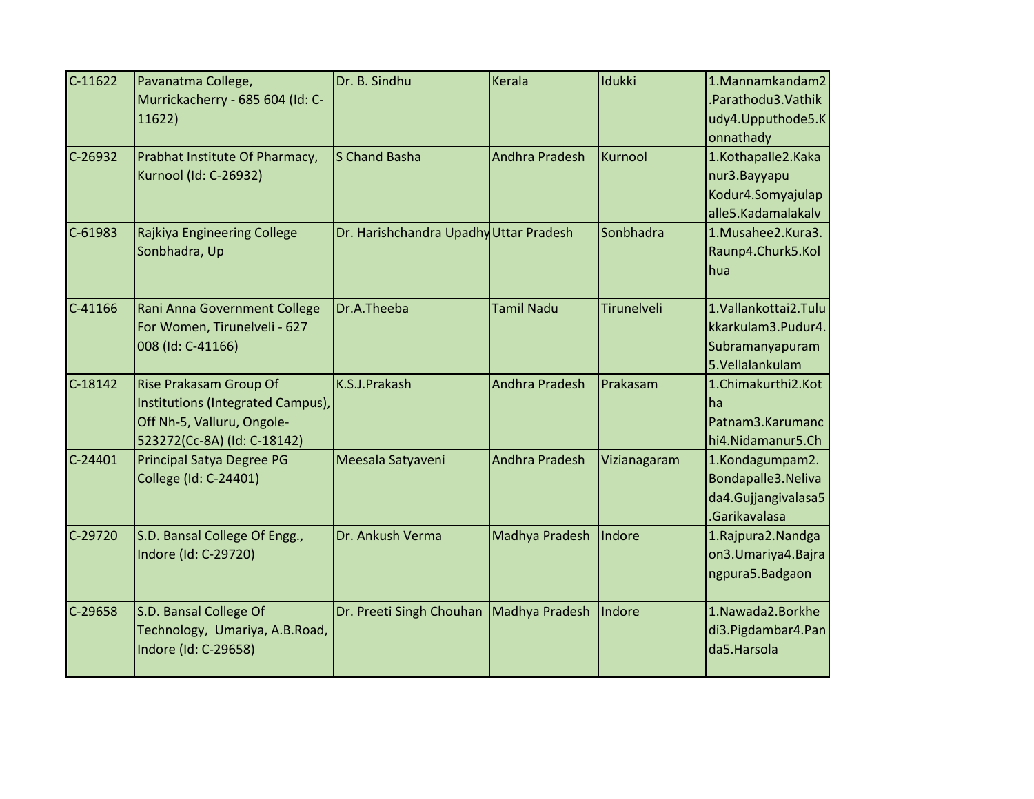| | | | | | |
|---|---|---|---|---|---|
| C-11622 | Pavanatma College, Murrickacherry - 685 604 (Id: C-11622) | Dr. B. Sindhu | Kerala | Idukki | 1.Mannamkandam2.Parathodu3.Vathikudy4.Upputhode5.Konnathady |
| C-26932 | Prabhat Institute Of Pharmacy, Kurnool (Id: C-26932) | S Chand Basha | Andhra Pradesh | Kurnool | 1.Kothapalle2.Kakanur3.Bayyapu Kodur4.Somyajulapalle5.Kadamalakalv |
| C-61983 | Rajkiya Engineering College Sonbhadra, Up | Dr. Harishchandra Upadhy | Uttar Pradesh | Sonbhadra | 1.Musahee2.Kura3.Raunp4.Churk5.Kolhua |
| C-41166 | Rani Anna Government College For Women, Tirunelveli - 627 008 (Id: C-41166) | Dr.A.Theeba | Tamil Nadu | Tirunelveli | 1.Vallankottai2.Tulukkarkulam3.Pudur4.Subramanyapuram5.Vellalankulam |
| C-18142 | Rise Prakasam Group Of Institutions (Integrated Campus), Off Nh-5, Valluru, Ongole-523272(Cc-8A) (Id: C-18142) | K.S.J.Prakash | Andhra Pradesh | Prakasam | 1.Chimakurthi2.Kotha Patnam3.Karumanchi4.Nidamanur5.Ch |
| C-24401 | Principal Satya Degree PG College (Id: C-24401) | Meesala Satyaveni | Andhra Pradesh | Vizianagaram | 1.Kondagumpam2.Bondapalle3.Nelivada4.Gujjangivalasa5.Garikavalasa |
| C-29720 | S.D. Bansal College Of Engg., Indore (Id: C-29720) | Dr. Ankush Verma | Madhya Pradesh | Indore | 1.Rajpura2.Nandgaon3.Umariya4.Bajrangpura5.Badgaon |
| C-29658 | S.D. Bansal College Of Technology, Umariya, A.B.Road, Indore (Id: C-29658) | Dr. Preeti Singh Chouhan | Madhya Pradesh | Indore | 1.Nawada2.Borkhedi3.Pigdambar4.Panda5.Harsola |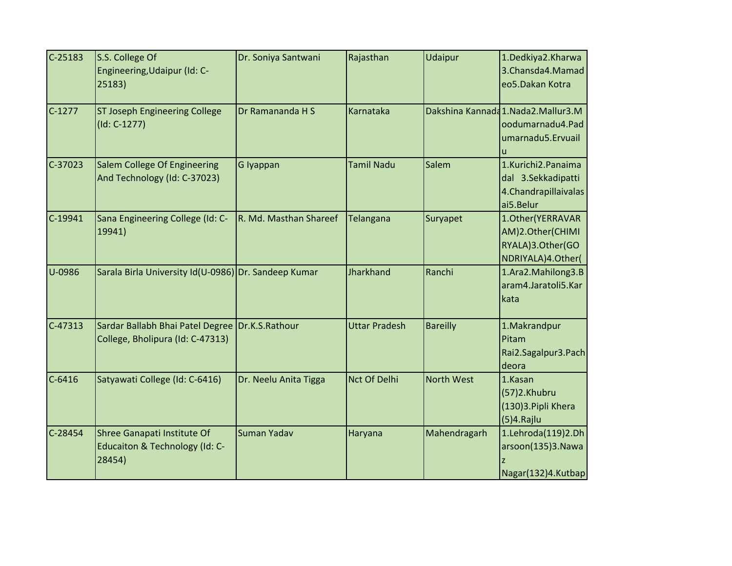| | | | | | |
|---|---|---|---|---|---|
| C-25183 | S.S. College Of Engineering,Udaipur (Id: C-25183) | Dr. Soniya Santwani | Rajasthan | Udaipur | 1.Dedkiya2.Kharwa3.Chansda4.Mamadeo5.Dakan Kotra |
| C-1277 | ST Joseph Engineering College (Id: C-1277) | Dr Ramananda H S | Karnataka | Dakshina Kannada | 1.Nada2.Mallur3.Moodumarnadu4.Padumarnadu5.Ervuailu |
| C-37023 | Salem College Of Engineering And Technology (Id: C-37023) | G Iyappan | Tamil Nadu | Salem | 1.Kurichi2.Panaimadal 3.Sekkadipatti 4.Chandrapillaivalasai5.Belur |
| C-19941 | Sana Engineering College (Id: C-19941) | R. Md. Masthan Shareef | Telangana | Suryapet | 1.Other(YERRAVARAM)2.Other(CHIMIRYALA)3.Other(GONDRIYALA)4.Other( |
| U-0986 | Sarala Birla University Id(U-0986) | Dr. Sandeep Kumar | Jharkhand | Ranchi | 1.Ara2.Mahilong3.Baram4.Jaratoli5.Karkata |
| C-47313 | Sardar Ballabh Bhai Patel Degree College, Bholipura (Id: C-47313) | Dr.K.S.Rathour | Uttar Pradesh | Bareilly | 1.Makrandpur Pitam Rai2.Sagalpur3.Pachdeora |
| C-6416 | Satyawati College (Id: C-6416) | Dr. Neelu Anita Tigga | Nct Of Delhi | North West | 1.Kasan (57)2.Khubru (130)3.Pipli Khera (5)4.Rajlu |
| C-28454 | Shree Ganapati Institute Of Educaiton & Technology (Id: C-28454) | Suman Yadav | Haryana | Mahendragarh | 1.Lehroda(119)2.Dharsoon(135)3.Nawaz Nagar(132)4.Kutbap |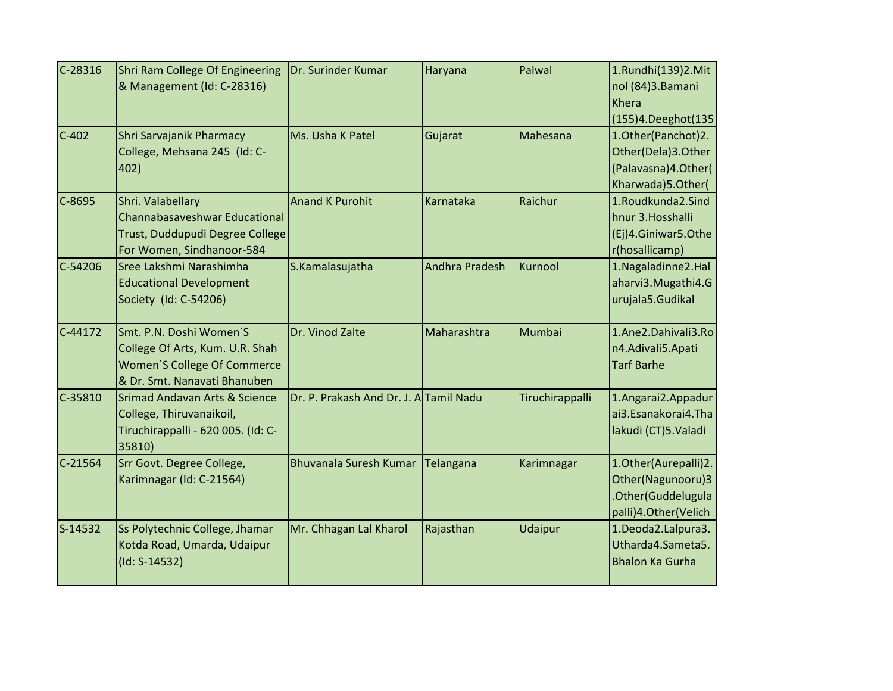| | | | | | |
|---|---|---|---|---|---|
| C-28316 | Shri Ram College Of Engineering & Management (Id: C-28316) | Dr. Surinder Kumar | Haryana | Palwal | 1.Rundhi(139)2.Mitnol (84)3.Bamani Khera (155)4.Deeghot(135 |
| C-402 | Shri Sarvajanik Pharmacy College, Mehsana 245 (Id: C-402) | Ms. Usha K Patel | Gujarat | Mahesana | 1.Other(Panchot)2.Other(Dela)3.Other(Palavasna)4.Other(Kharwada)5.Other( |
| C-8695 | Shri. Valabellary Channabasaveshwar Educational Trust, Duddupudi Degree College For Women, Sindhanoor-584 | Anand K Purohit | Karnataka | Raichur | 1.Roudkunda2.Sindhnur 3.Hosshalli (Ej)4.Giniwar5.Other(hosallicamp) |
| C-54206 | Sree Lakshmi Narashimha Educational Development Society (Id: C-54206) | S.Kamalasujatha | Andhra Pradesh | Kurnool | 1.Nagaladinne2.Halaharvi3.Mugathi4.Gurujala5.Gudikal |
| C-44172 | Smt. P.N. Doshi Women`S College Of Arts, Kum. U.R. Shah Women`S College Of Commerce & Dr. Smt. Nanavati Bhanuben | Dr. Vinod Zalte | Maharashtra | Mumbai | 1.Ane2.Dahivali3.Ron4.Adivali5.Apati Tarf Barhe |
| C-35810 | Srimad Andavan Arts & Science College, Thiruvanaikoil, Tiruchirappalli - 620 005. (Id: C-35810) | Dr. P. Prakash And Dr. J. A | Tamil Nadu | Tiruchirappalli | 1.Angarai2.Appadurai3.Esanakorai4.Thalakudi (CT)5.Valadi |
| C-21564 | Srr Govt. Degree College, Karimnagar (Id: C-21564) | Bhuvanala Suresh Kumar | Telangana | Karimnagar | 1.Other(Aurepalli)2.Other(Nagunooru)3.Other(Guddelugulapalli)4.Other(Velich |
| S-14532 | Ss Polytechnic College, Jhamar Kotda Road, Umarda, Udaipur (Id: S-14532) | Mr. Chhagan Lal Kharol | Rajasthan | Udaipur | 1.Deoda2.Lalpura3.Utharda4.Sameta5.Bhalon Ka Gurha |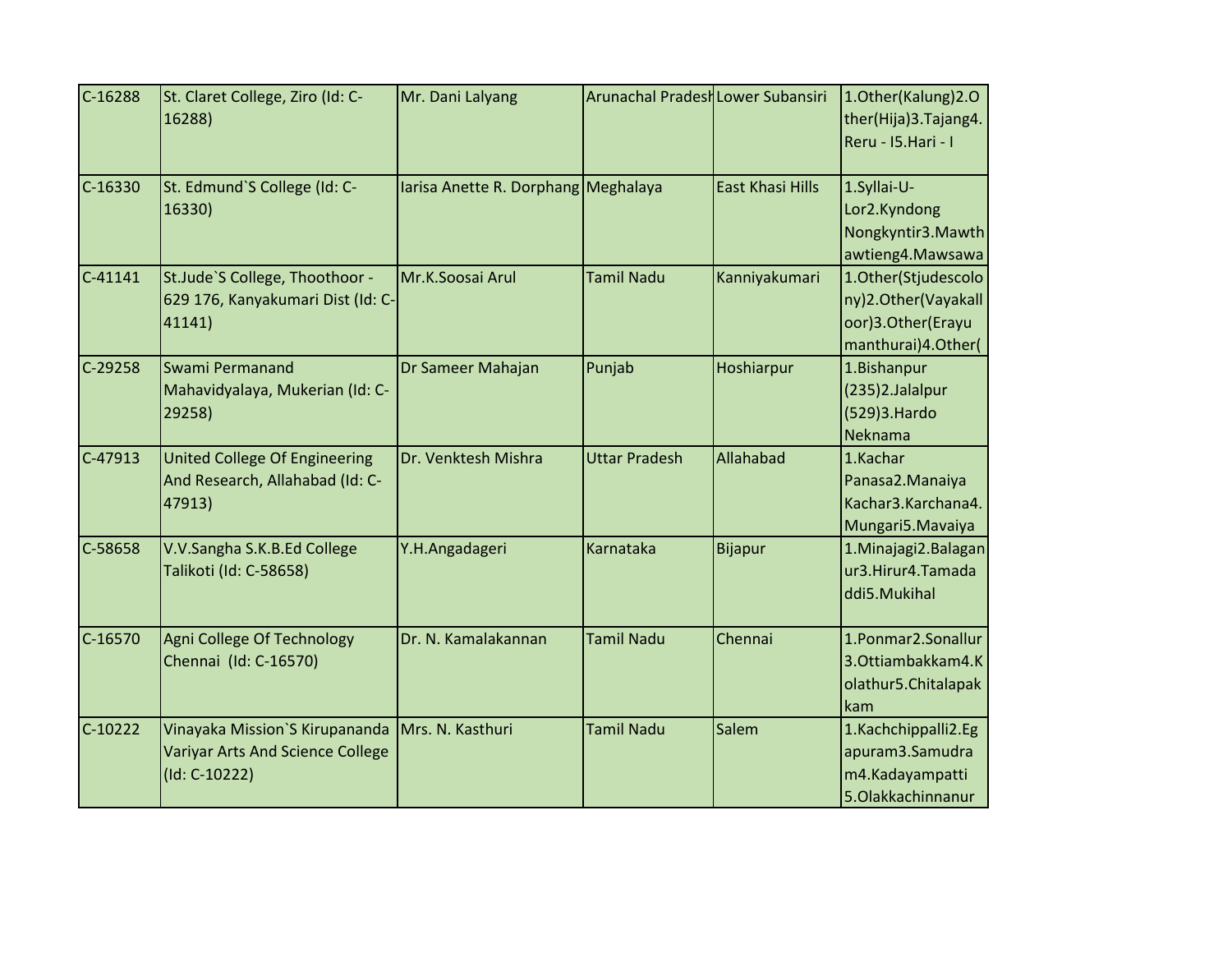| | | | | | |
|---|---|---|---|---|---|
| C-16288 | St. Claret College, Ziro (Id: C-16288) | Mr. Dani Lalyang | Arunachal Pradesh | Lower Subansiri | 1.Other(Kalung)2.Other(Hija)3.Tajang4.Reru - I5.Hari - I |
| C-16330 | St. Edmund`S College (Id: C-16330) | Iarisa Anette R. Dorphang | Meghalaya | East Khasi Hills | 1.Syllai-U-Lor2.Kyndong Nongkyntir3.Mawthawtieng4.Mawsawa |
| C-41141 | St.Jude`S College, Thoothoor - 629 176, Kanyakumari Dist (Id: C-41141) | Mr.K.Soosai Arul | Tamil Nadu | Kanniyakumari | 1.Other(Stjudescolony)2.Other(Vayakalloor)3.Other(Erayumanthurai)4.Other( |
| C-29258 | Swami Permanand Mahavidyalaya, Mukerian (Id: C-29258) | Dr Sameer Mahajan | Punjab | Hoshiarpur | 1.Bishanpur (235)2.Jalalpur (529)3.Hardo Neknama |
| C-47913 | United College Of Engineering And Research, Allahabad (Id: C-47913) | Dr. Venktesh Mishra | Uttar Pradesh | Allahabad | 1.Kachar Panasa2.Manaiya Kachar3.Karchana4.Mungari5.Mavaiya |
| C-58658 | V.V.Sangha S.K.B.Ed College Talikoti (Id: C-58658) | Y.H.Angadageri | Karnataka | Bijapur | 1.Minajagi2.Balaganur3.Hirur4.Tamadaddi5.Mukihal |
| C-16570 | Agni College Of Technology Chennai (Id: C-16570) | Dr. N. Kamalakannan | Tamil Nadu | Chennai | 1.Ponmar2.Sonallur3.Ottiambakkam4.Kolathur5.Chitalapakkam |
| C-10222 | Vinayaka Mission`S Kirupananda Variyar Arts And Science College (Id: C-10222) | Mrs. N. Kasthuri | Tamil Nadu | Salem | 1.Kachchippalli2.Egapuram3.Samudram4.Kadayampatti 5.Olakkachinnanur |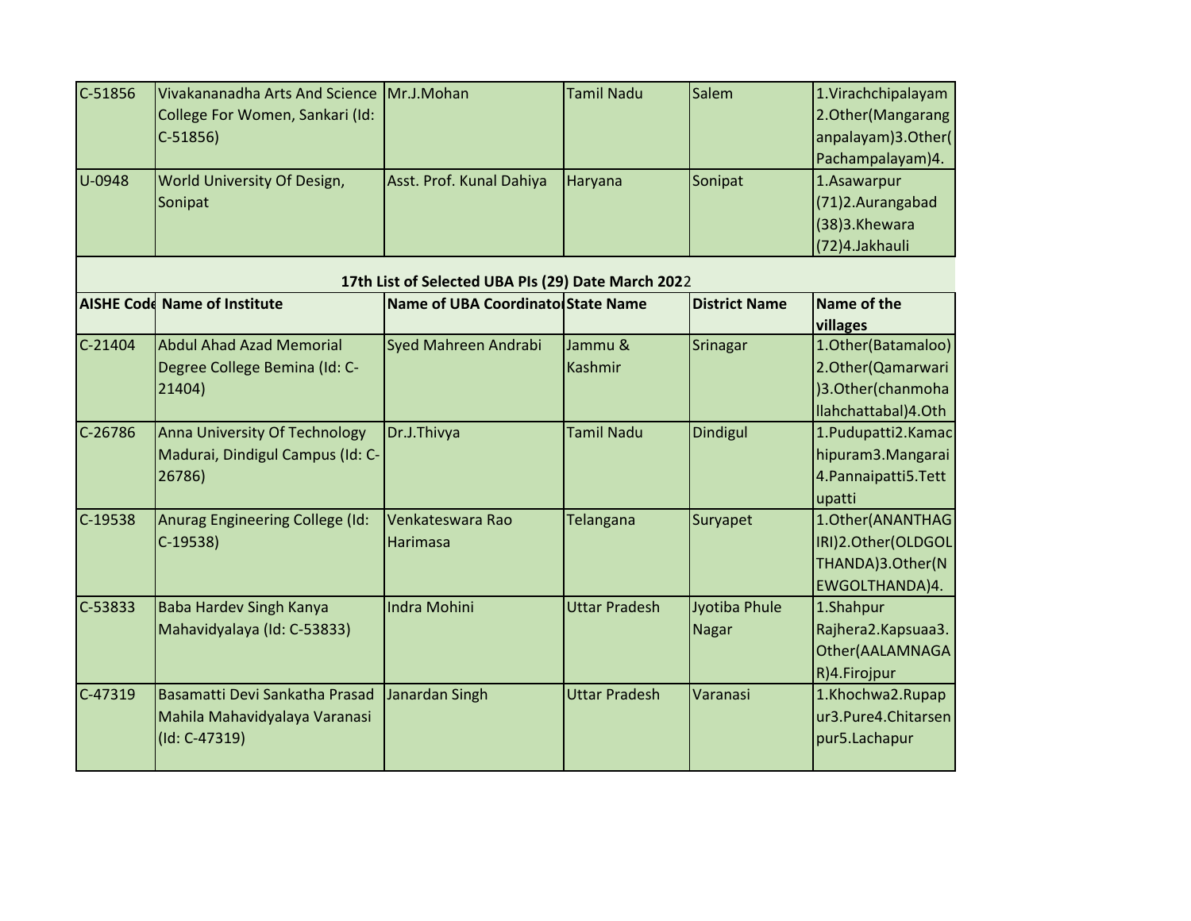| | | | | | |
|---|---|---|---|---|---|
| C-51856 | Vivakananadha Arts And Science College For Women, Sankari (Id: C-51856) | Mr.J.Mohan | Tamil Nadu | Salem | 1.Virachchipalayam 2.Other(Mangarang anpalayam)3.Other(Pachampalayam)4. |
| U-0948 | World University Of Design, Sonipat | Asst. Prof. Kunal Dahiya | Haryana | Sonipat | 1.Asawarpur (71)2.Aurangabad (38)3.Khewara (72)4.Jakhauli |

**17th List of Selected UBA PIs (29) Date March 2022**

| AISHE Code | Name of Institute | Name of UBA Coordinator | State Name | District Name | Name of the villages |
|---|---|---|---|---|---|
| C-21404 | Abdul Ahad Azad Memorial Degree College Bemina (Id: C-21404) | Syed Mahreen Andrabi | Jammu & Kashmir | Srinagar | 1.Other(Batamaloo) 2.Other(Qamarwari )3.Other(chanmoha llahchattabal)4.Oth |
| C-26786 | Anna University Of Technology Madurai, Dindigul Campus (Id: C-26786) | Dr.J.Thivya | Tamil Nadu | Dindigul | 1.Pudupatti2.Kamac hipuram3.Mangarai 4.Pannaipatti5.Tett upatti |
| C-19538 | Anurag Engineering College (Id: C-19538) | Venkateswara Rao Harimasa | Telangana | Suryapet | 1.Other(ANANTHAG IRI)2.Other(OLDGOL THANDA)3.Other(N EWGOLTHANDA)4. |
| C-53833 | Baba Hardev Singh Kanya Mahavidyalaya (Id: C-53833) | Indra Mohini | Uttar Pradesh | Jyotiba Phule Nagar | 1.Shahpur Rajhera2.Kapsuaa3. Other(AALAMNAGA R)4.Firojpur |
| C-47319 | Basamatti Devi Sankatha Prasad Mahila Mahavidyalaya Varanasi (Id: C-47319) | Janardan Singh | Uttar Pradesh | Varanasi | 1.Khochwa2.Rupap ur3.Pure4.Chitarsen pur5.Lachapur |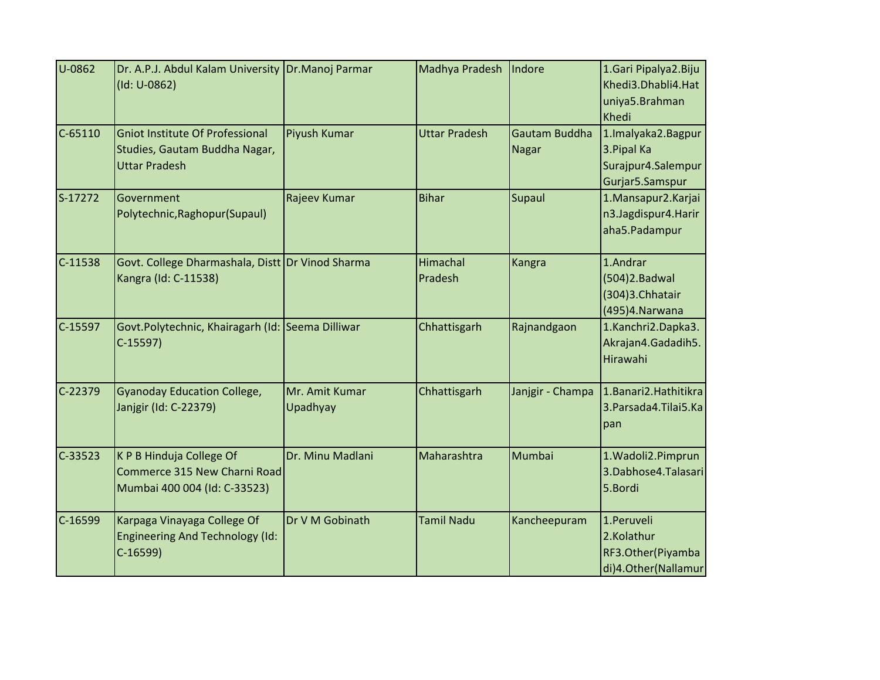| | | | | | |
|---|---|---|---|---|---|
| U-0862 | Dr. A.P.J. Abdul Kalam University (Id: U-0862) | Dr.Manoj Parmar | Madhya Pradesh | Indore | 1.Gari Pipalya2.Biju Khedi3.Dhabli4.Hatuniya5.Brahman Khedi |
| C-65110 | Gniot Institute Of Professional Studies, Gautam Buddha Nagar, Uttar Pradesh | Piyush Kumar | Uttar Pradesh | Gautam Buddha Nagar | 1.Imalyaka2.Bagpur3.Pipal Ka Surajpur4.Salempur Gurjar5.Samspur |
| S-17272 | Government Polytechnic,Raghopur(Supaul) | Rajeev Kumar | Bihar | Supaul | 1.Mansapur2.Karjain3.Jagdispur4.Hariraha5.Padampur |
| C-11538 | Govt. College Dharmashala, Distt Kangra (Id: C-11538) | Dr Vinod Sharma | Himachal Pradesh | Kangra | 1.Andrar (504)2.Badwal (304)3.Chhatair (495)4.Narwana |
| C-15597 | Govt.Polytechnic, Khairagarh (Id: C-15597) | Seema Dilliwar | Chhattisgarh | Rajnandgaon | 1.Kanchri2.Dapka3.Akrajan4.Gadadih5.Hirawahi |
| C-22379 | Gyanoday Education College, Janjgir (Id: C-22379) | Mr. Amit Kumar Upadhyay | Chhattisgarh | Janjgir - Champa | 1.Banari2.Hathitikra3.Parsada4.Tilai5.Kapan |
| C-33523 | K P B Hinduja College Of Commerce 315 New Charni Road Mumbai 400 004 (Id: C-33523) | Dr. Minu Madlani | Maharashtra | Mumbai | 1.Wadoli2.Pimprun3.Dabhose4.Talasari5.Bordi |
| C-16599 | Karpaga Vinayaga College Of Engineering And Technology (Id: C-16599) | Dr V M Gobinath | Tamil Nadu | Kancheepuram | 1.Peruveli 2.Kolathur RF3.Other(Piyambadi)4.Other(Nallamur |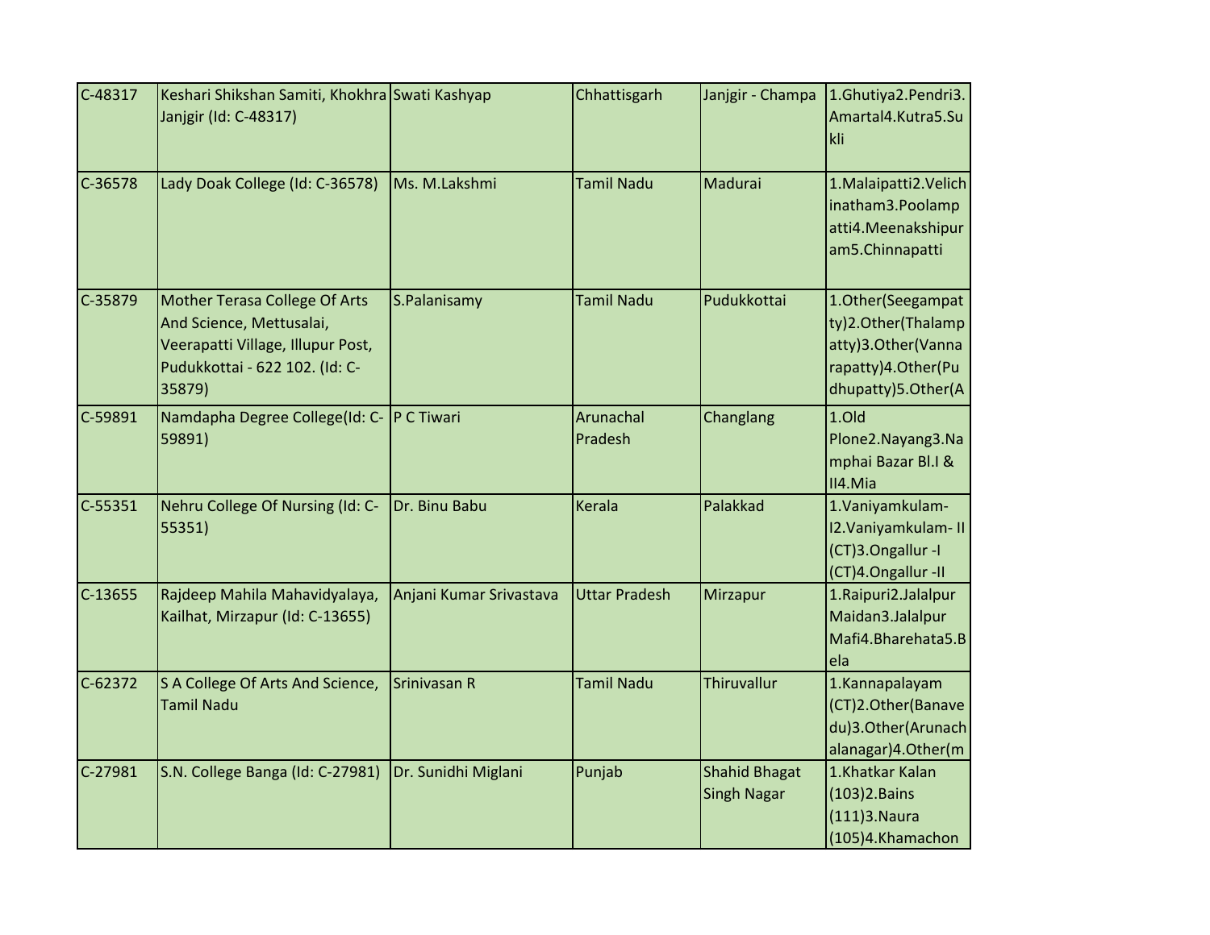| | | | | | |
|---|---|---|---|---|---|
| C-48317 | Keshari Shikshan Samiti, Khokhra Janjgir (Id: C-48317) | Swati Kashyap | Chhattisgarh | Janjgir - Champa | 1.Ghutiya2.Pendri3.Amartal4.Kutra5.Sukli |
| C-36578 | Lady Doak College (Id: C-36578) | Ms. M.Lakshmi | Tamil Nadu | Madurai | 1.Malaipatti2.Velichinatham3.Poolampatti4.Meenakshipuram5.Chinnapatti |
| C-35879 | Mother Terasa College Of Arts And Science, Mettusalai, Veerapatti Village, Illupur Post, Pudukkottai - 622 102. (Id: C-35879) | S.Palanisamy | Tamil Nadu | Pudukkottai | 1.Other(Seegampatty)2.Other(Thalampatty)3.Other(Vannarapatty)4.Other(Pudhupatty)5.Other(A |
| C-59891 | Namdapha Degree College(Id: C-59891) | P C Tiwari | Arunachal Pradesh | Changlang | 1.Old Plone2.Nayang3.Namphai Bazar Bl.I & II4.Mia |
| C-55351 | Nehru College Of Nursing (Id: C-55351) | Dr. Binu Babu | Kerala | Palakkad | 1.Vaniyamkulam-I2.Vaniyamkulam- II (CT)3.Ongallur -I (CT)4.Ongallur -II |
| C-13655 | Rajdeep Mahila Mahavidyalaya, Kailhat, Mirzapur (Id: C-13655) | Anjani Kumar Srivastava | Uttar Pradesh | Mirzapur | 1.Raipuri2.Jalalpur Maidan3.Jalalpur Mafi4.Bharehata5.Bela |
| C-62372 | S A College Of Arts And Science, Tamil Nadu | Srinivasan R | Tamil Nadu | Thiruvallur | 1.Kannapalayam (CT)2.Other(Banavedu)3.Other(Arunachalanagar)4.Other(m |
| C-27981 | S.N. College Banga (Id: C-27981) | Dr. Sunidhi Miglani | Punjab | Shahid Bhagat Singh Nagar | 1.Khatkar Kalan (103)2.Bains (111)3.Naura (105)4.Khamachon |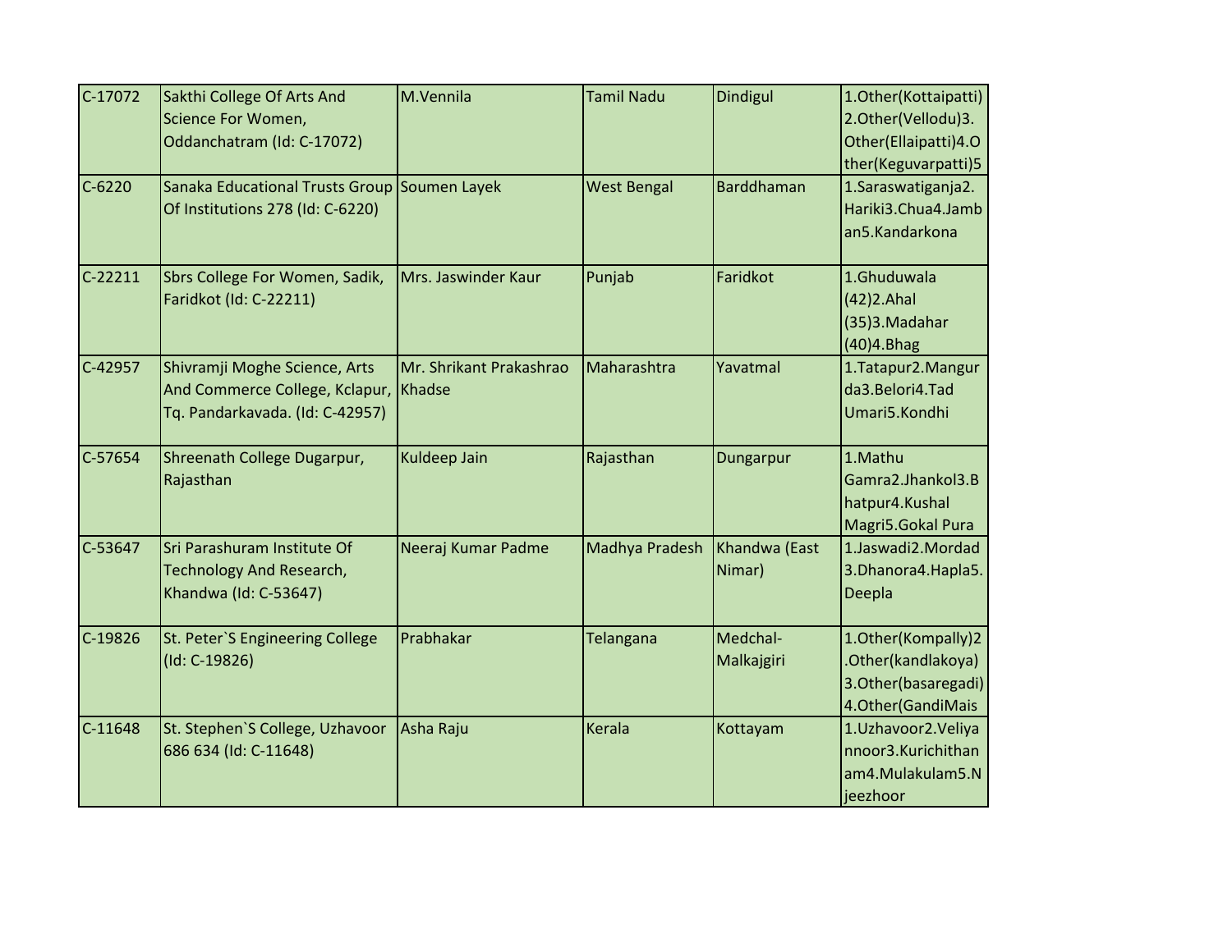| | | | | | |
|---|---|---|---|---|---|
| C-17072 | Sakthi College Of Arts And Science For Women, Oddanchatram (Id: C-17072) | M.Vennila | Tamil Nadu | Dindigul | 1.Other(Kottaipatti)2.Other(Vellodu)3.Other(Ellaipatti)4.Other(Keguvarpatti)5 |
| C-6220 | Sanaka Educational Trusts Group Of Institutions 278 (Id: C-6220) | Soumen Layek | West Bengal | Barddhaman | 1.Saraswatiganja2.Hariki3.Chua4.Jamban5.Kandarkona |
| C-22211 | Sbrs College For Women, Sadik, Faridkot (Id: C-22211) | Mrs. Jaswinder Kaur | Punjab | Faridkot | 1.Ghuduwala (42)2.Ahal (35)3.Madahar (40)4.Bhag |
| C-42957 | Shivramji Moghe Science, Arts And Commerce College, Kclapur, Tq. Pandarkavada. (Id: C-42957) | Mr. Shrikant Prakashrao Khadse | Maharashtra | Yavatmal | 1.Tatapur2.Mangurda3.Belori4.Tad Umari5.Kondhi |
| C-57654 | Shreenath College Dugarpur, Rajasthan | Kuldeep Jain | Rajasthan | Dungarpur | 1.Mathu Gamra2.Jhankol3.Bhatpur4.Kushal Magri5.Gokal Pura |
| C-53647 | Sri Parashuram Institute Of Technology And Research, Khandwa (Id: C-53647) | Neeraj Kumar Padme | Madhya Pradesh | Khandwa (East Nimar) | 1.Jaswadi2.Mordad3.Dhanora4.Hapla5.Deepla |
| C-19826 | St. Peter`S Engineering College (Id: C-19826) | Prabhakar | Telangana | Medchal-Malkajgiri | 1.Other(Kompally)2.Other(kandlakoya)3.Other(basaregadi)4.Other(GandiMais |
| C-11648 | St. Stephen`S College, Uzhavoor 686 634 (Id: C-11648) | Asha Raju | Kerala | Kottayam | 1.Uzhavoor2.Veliyannoor3.Kurichithanam4.Mulakulam5.Njeezhoor |